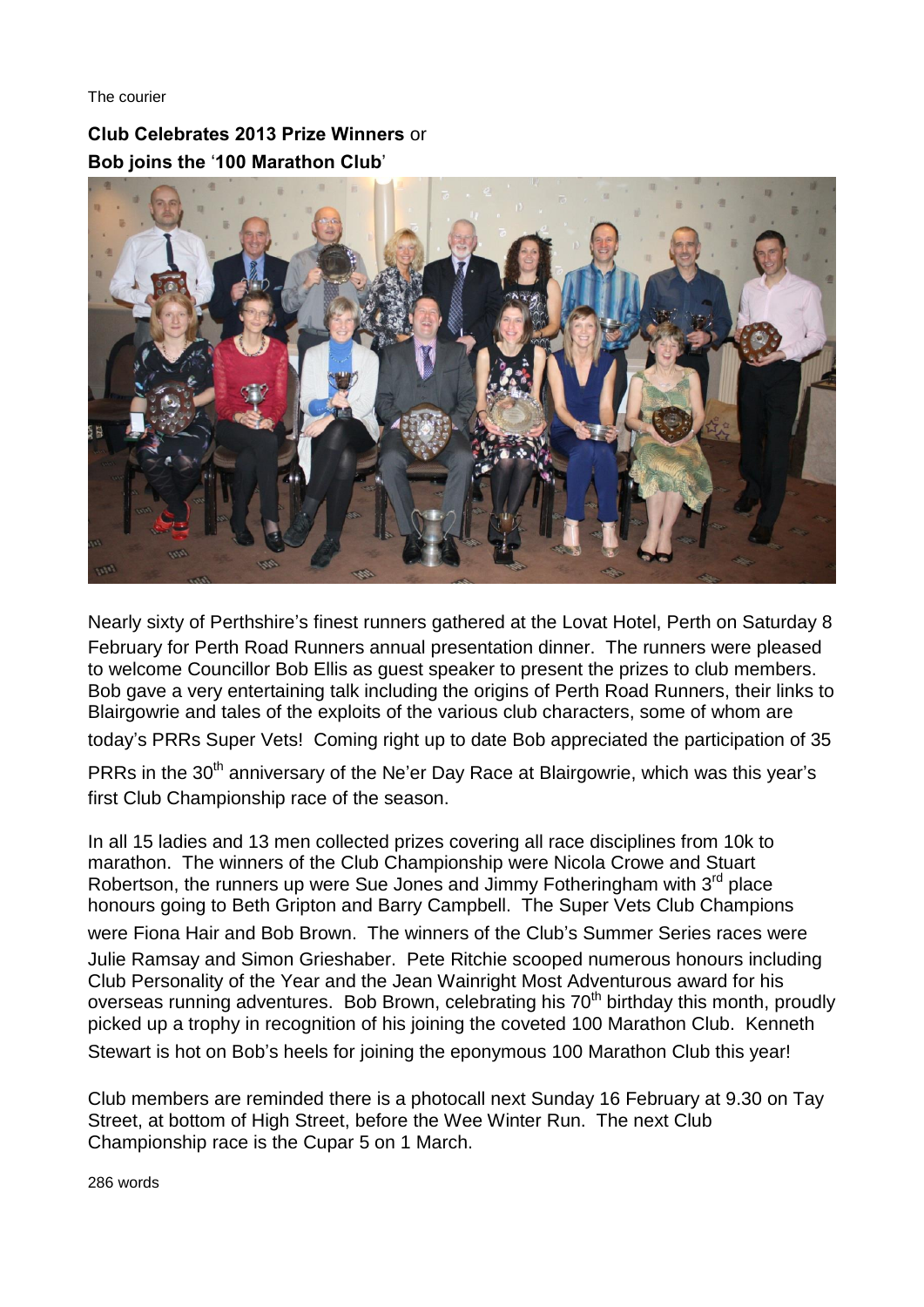The courier

**Club Celebrates 2013 Prize Winners** or
**Bob joins the** '**100 Marathon Club**'

Nearly sixty of Perthshire's finest runners gathered at the Lovat Hotel, Perth on Saturday 8 February for Perth Road Runners annual presentation dinner. The runners were pleased to welcome Councillor Bob Ellis as guest speaker to present the prizes to club members. Bob gave a very entertaining talk including the origins of Perth Road Runners, their links to Blairgowrie and tales of the exploits of the various club characters, some of whom are today's PRRs Super Vets! Coming right up to date Bob appreciated the participation of 35 PRRs in the 30th anniversary of the Ne'er Day Race at Blairgowrie, which was this year's first Club Championship race of the season.

In all 15 ladies and 13 men collected prizes covering all race disciplines from 10k to marathon. The winners of the Club Championship were Nicola Crowe and Stuart Robertson, the runners up were Sue Jones and Jimmy Fotheringham with 3rd place honours going to Beth Gripton and Barry Campbell. The Super Vets Club Champions were Fiona Hair and Bob Brown. The winners of the Club's Summer Series races were Julie Ramsay and Simon Grieshaber. Pete Ritchie scooped numerous honours including Club Personality of the Year and the Jean Wainright Most Adventurous award for his overseas running adventures. Bob Brown, celebrating his 70th birthday this month, proudly picked up a trophy in recognition of his joining the coveted 100 Marathon Club. Kenneth Stewart is hot on Bob's heels for joining the eponymous 100 Marathon Club this year!

Club members are reminded there is a photocall next Sunday 16 February at 9.30 on Tay Street, at bottom of High Street, before the Wee Winter Run. The next Club Championship race is the Cupar 5 on 1 March.

286 words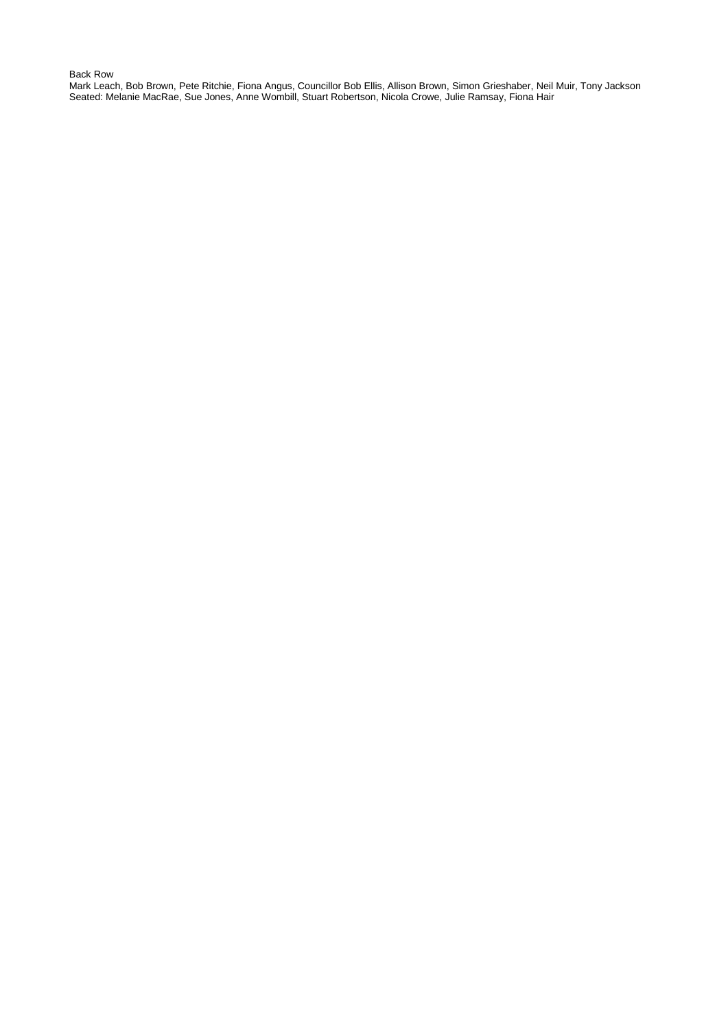Back Row

Mark Leach, Bob Brown, Pete Ritchie, Fiona Angus, Councillor Bob Ellis, Allison Brown, Simon Grieshaber, Neil Muir, Tony Jackson

Seated: Melanie MacRae, Sue Jones, Anne Wombill, Stuart Robertson, Nicola Crowe, Julie Ramsay, Fiona Hair